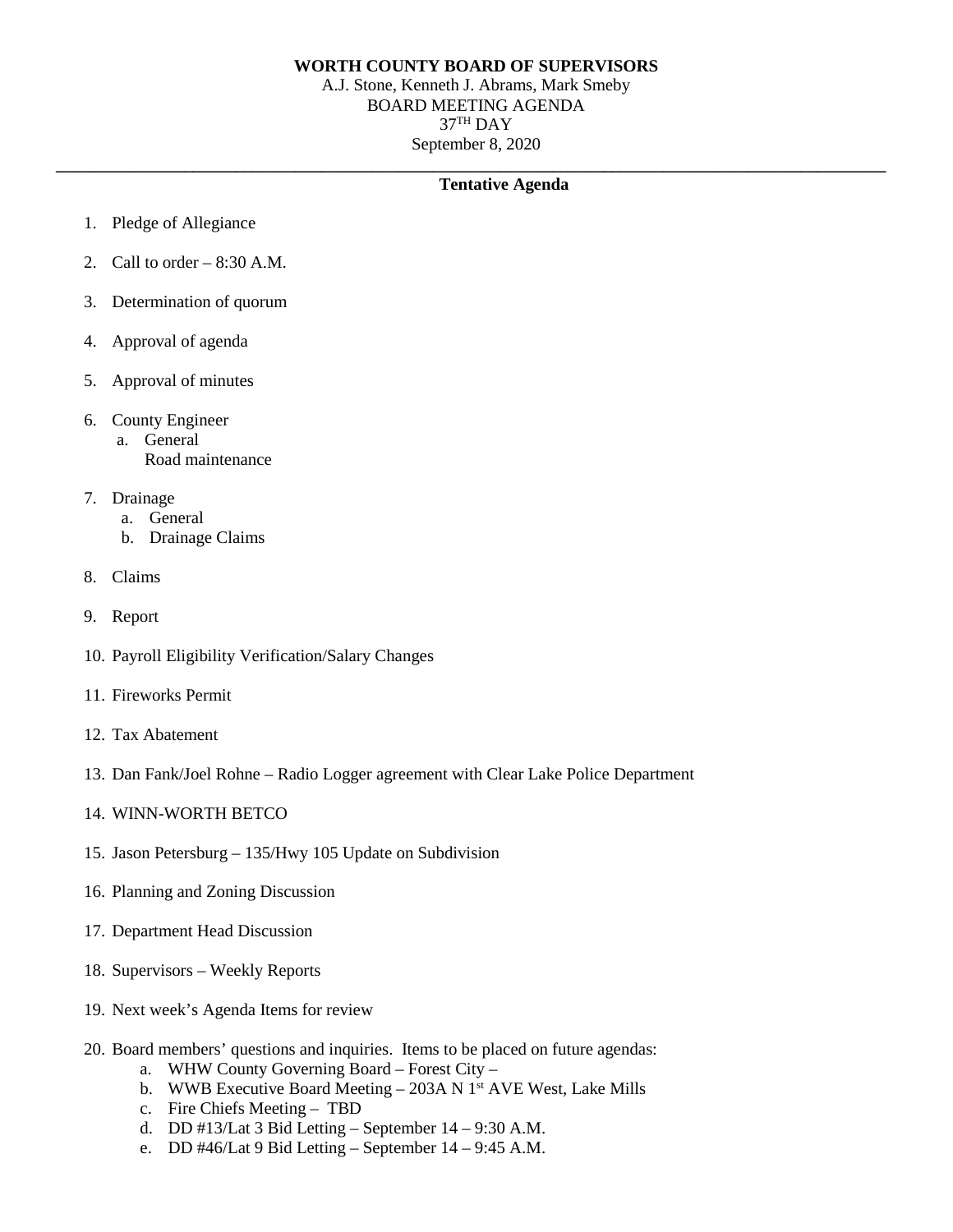**WORTH COUNTY BOARD OF SUPERVISORS**

A.J. Stone, Kenneth J. Abrams, Mark Smeby

BOARD MEETING AGENDA

37TH DAY

September 8, 2020

---

**Tentative Agenda**

1. Pledge of Allegiance
2. Call to order – 8:30 A.M.
3. Determination of quorum
4. Approval of agenda
5. Approval of minutes
6. County Engineer
   a. General
      Road maintenance
7. Drainage
   a. General
   b. Drainage Claims
8. Claims
9. Report
10. Payroll Eligibility Verification/Salary Changes
11. Fireworks Permit
12. Tax Abatement
13. Dan Fank/Joel Rohne – Radio Logger agreement with Clear Lake Police Department
14. WINN-WORTH BETCO
15. Jason Petersburg – 135/Hwy 105 Update on Subdivision
16. Planning and Zoning Discussion
17. Department Head Discussion
18. Supervisors – Weekly Reports
19. Next week's Agenda Items for review
20. Board members' questions and inquiries. Items to be placed on future agendas:
    a. WHW County Governing Board – Forest City –
    b. WWB Executive Board Meeting – 203A N 1st AVE West, Lake Mills
    c. Fire Chiefs Meeting – TBD
    d. DD #13/Lat 3 Bid Letting – September 14 – 9:30 A.M.
    e. DD #46/Lat 9 Bid Letting – September 14 – 9:45 A.M.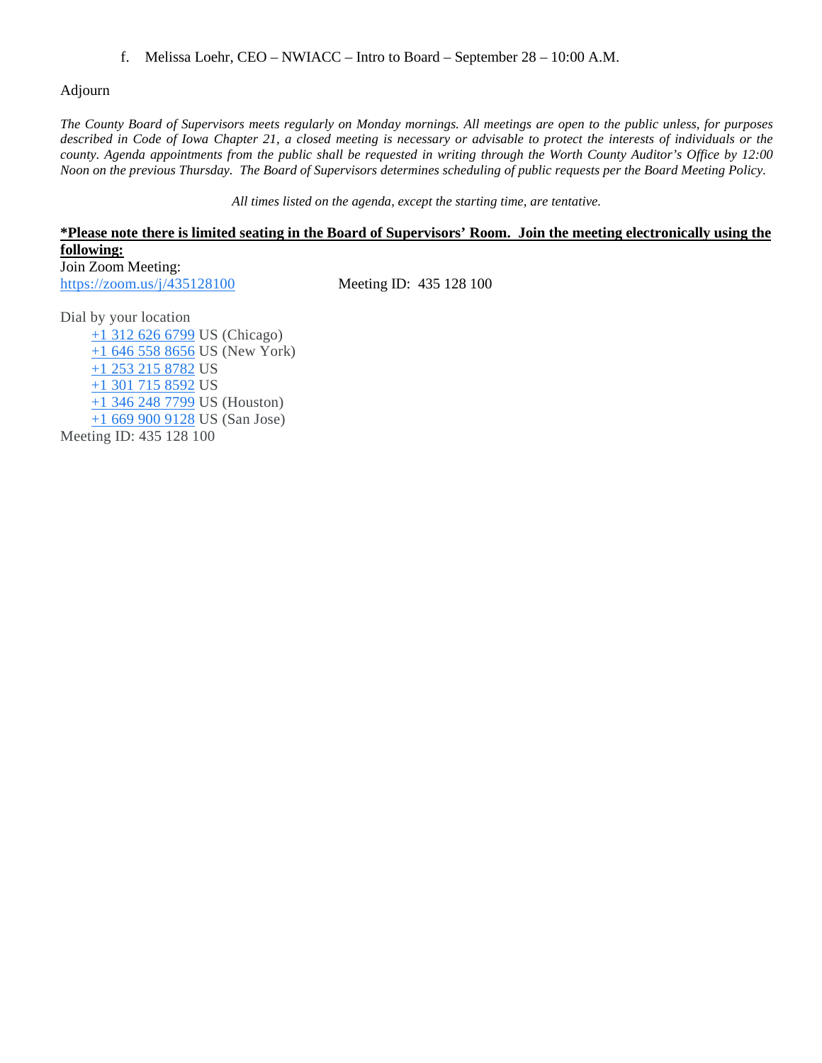f. Melissa Loehr, CEO – NWIACC – Intro to Board – September 28 – 10:00 A.M.

Adjourn

*The County Board of Supervisors meets regularly on Monday mornings. All meetings are open to the public unless, for purposes described in Code of Iowa Chapter 21, a closed meeting is necessary or advisable to protect the interests of individuals or the county. Agenda appointments from the public shall be requested in writing through the Worth County Auditor's Office by 12:00 Noon on the previous Thursday. The Board of Supervisors determines scheduling of public requests per the Board Meeting Policy.*

*All times listed on the agenda, except the starting time, are tentative.*

**\*Please note there is limited seating in the Board of Supervisors' Room. Join the meeting electronically using the following:**

Join Zoom Meeting:
https://zoom.us/j/435128100 Meeting ID: 435 128 100

Dial by your location
+1 312 626 6799 US (Chicago)
+1 646 558 8656 US (New York)
+1 253 215 8782 US
+1 301 715 8592 US
+1 346 248 7799 US (Houston)
+1 669 900 9128 US (San Jose)
Meeting ID: 435 128 100